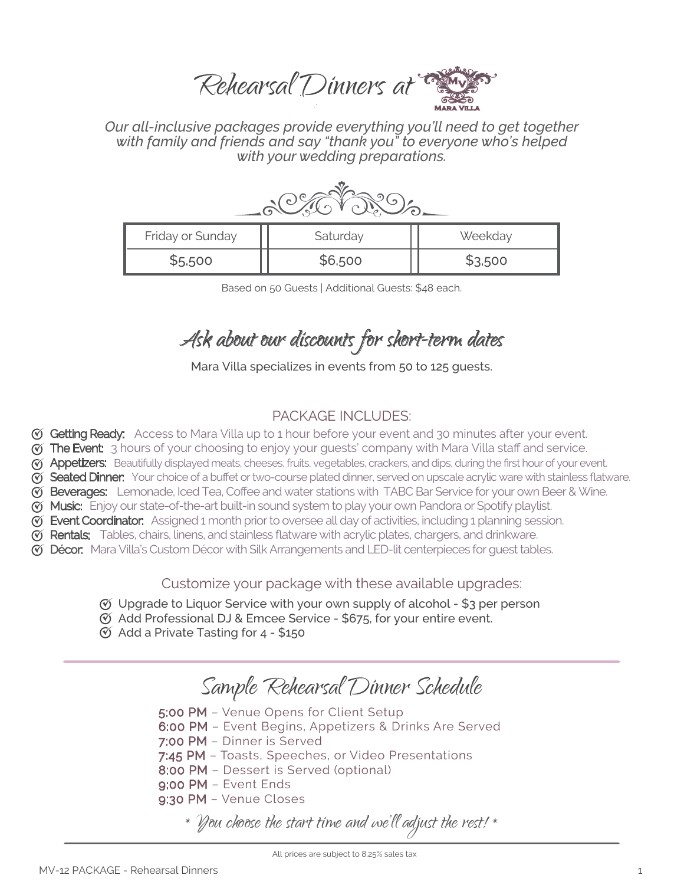# Rehearsal Dinners at Mara Villa

*Our all-inclusive packages provide everything you'll need to get together with family and friends and say "thank you" to everyone who's helped with your wedding preparations.*

| Friday or Sunday | Saturday | Weekday |
|---|---|---|
| $5,500 | $6,500 | $3,500 |

Based on 50 Guests | Additional Guests: $48 each.

## Ask about our discounts for short-term dates

Mara Villa specializes in events from 50 to 125 guests.

### PACKAGE INCLUDES:

- **Getting Ready:** Access to Mara Villa up to 1 hour before your event and 30 minutes after your event.
- **The Event:** 3 hours of your choosing to enjoy your guests' company with Mara Villa staff and service.
- **Appetizers:** Beautifully displayed meats, cheeses, fruits, vegetables, crackers, and dips, during the first hour of your event.
- **Seated Dinner:** Your choice of a buffet or two-course plated dinner, served on upscale acrylic ware with stainless flatware.
- **Beverages:** Lemonade, Iced Tea, Coffee and water stations with TABC Bar Service for your own Beer & Wine.
- **Music:** Enjoy our state-of-the-art built-in sound system to play your own Pandora or Spotify playlist.
- **Event Coordinator:** Assigned 1 month prior to oversee all day of activities, including 1 planning session.
- **Rentals:** Tables, chairs, linens, and stainless flatware with acrylic plates, chargers, and drinkware.
- **Décor:** Mara Villa's Custom Décor with Silk Arrangements and LED-lit centerpieces for guest tables.

### Customize your package with these available upgrades:

- Upgrade to Liquor Service with your own supply of alcohol - $3 per person
- Add Professional DJ & Emcee Service - $675, for your entire event.
- Add a Private Tasting for 4 - $150

## Sample Rehearsal Dinner Schedule

**5:00 PM** – Venue Opens for Client Setup
**6:00 PM** – Event Begins, Appetizers & Drinks Are Served
**7:00 PM** – Dinner is Served
**7:45 PM** – Toasts, Speeches, or Video Presentations
**8:00 PM** – Dessert is Served (optional)
**9:00 PM** – Event Ends
**9:30 PM** – Venue Closes

*\* You choose the start time and we'll adjust the rest! \**

All prices are subject to 8.25% sales tax

MV-12 PACKAGE - Rehearsal Dinners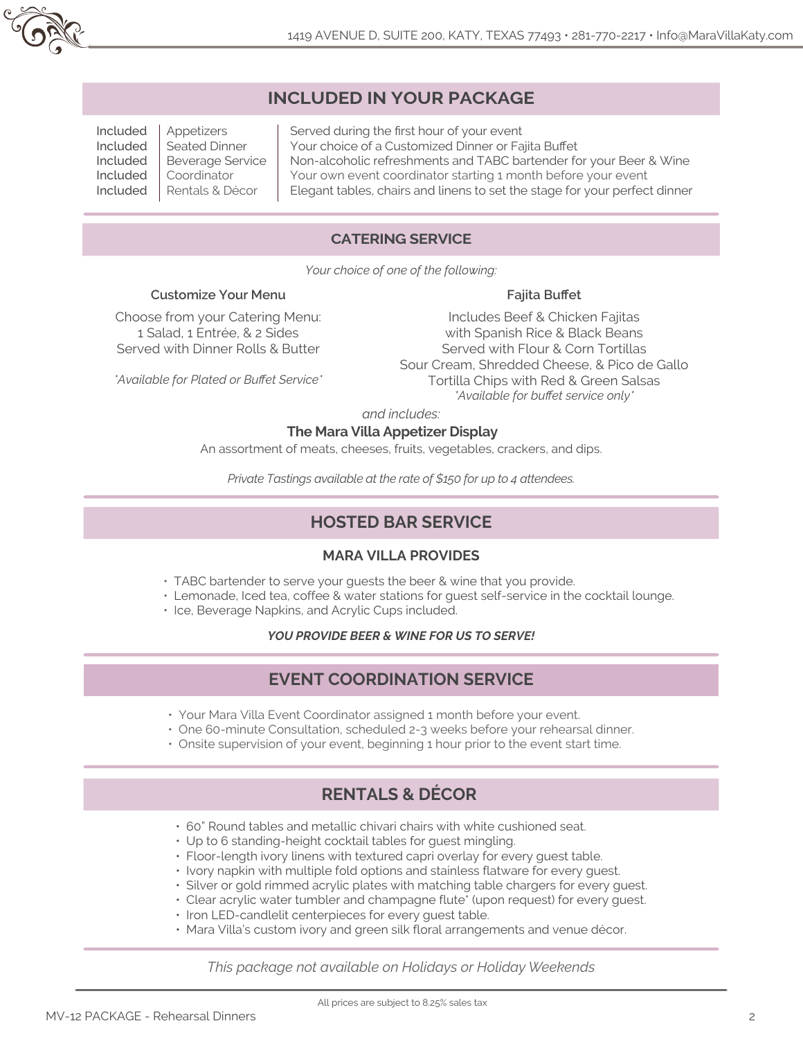## INCLUDED IN YOUR PACKAGE

| | | |
|---|---|---|
| Included | Appetizers | Served during the first hour of your event |
| Included | Seated Dinner | Your choice of a Customized Dinner or Fajita Buffet |
| Included | Beverage Service | Non-alcoholic refreshments and TABC bartender for your Beer & Wine |
| Included | Coordinator | Your own event coordinator starting 1 month before your event |
| Included | Rentals & Décor | Elegant tables, chairs and linens to set the stage for your perfect dinner |

## CATERING SERVICE

*Your choice of one of the following:*

### Customize Your Menu

Choose from your Catering Menu:
1 Salad, 1 Entrée, & 2 Sides
Served with Dinner Rolls & Butter

*\*Available for Plated or Buffet Service\**

### Fajita Buffet

Includes Beef & Chicken Fajitas
with Spanish Rice & Black Beans
Served with Flour & Corn Tortillas
Sour Cream, Shredded Cheese, & Pico de Gallo
Tortilla Chips with Red & Green Salsas
*\*Available for buffet service only\**

*and includes:*

**The Mara Villa Appetizer Display**

An assortment of meats, cheeses, fruits, vegetables, crackers, and dips.

*Private Tastings available at the rate of $150 for up to 4 attendees.*

## HOSTED BAR SERVICE

### MARA VILLA PROVIDES

- TABC bartender to serve your guests the beer & wine that you provide.
- Lemonade, Iced tea, coffee & water stations for guest self-service in the cocktail lounge.
- Ice, Beverage Napkins, and Acrylic Cups included.

***YOU PROVIDE BEER & WINE FOR US TO SERVE!***

## EVENT COORDINATION SERVICE

- Your Mara Villa Event Coordinator assigned 1 month before your event.
- One 60-minute Consultation, scheduled 2-3 weeks before your rehearsal dinner.
- Onsite supervision of your event, beginning 1 hour prior to the event start time.

## RENTALS & DÉCOR

- 60" Round tables and metallic chivari chairs with white cushioned seat.
- Up to 6 standing-height cocktail tables for guest mingling.
- Floor-length ivory linens with textured capri overlay for every guest table.
- Ivory napkin with multiple fold options and stainless flatware for every guest.
- Silver or gold rimmed acrylic plates with matching table chargers for every guest.
- Clear acrylic water tumbler and champagne flute* (upon request) for every guest.
- Iron LED-candlelit centerpieces for every guest table.
- Mara Villa's custom ivory and green silk floral arrangements and venue décor.

*This package not available on Holidays or Holiday Weekends*

All prices are subject to 8.25% sales tax